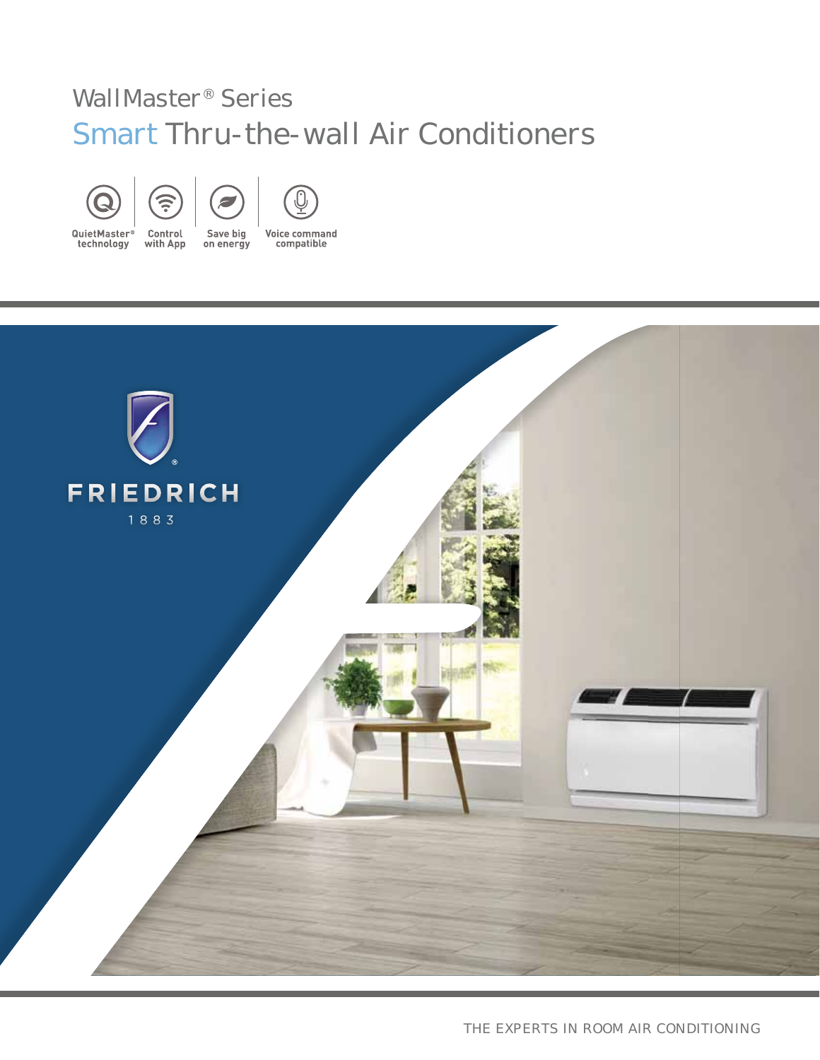WallMaster® Series

# Smart Thru-the-wall Air Conditioners

QuietMaster® technology

Control with App

Save big on energy

Voice command compatible

FRIEDRICH

1883

THE EXPERTS IN ROOM AIR CONDITIONING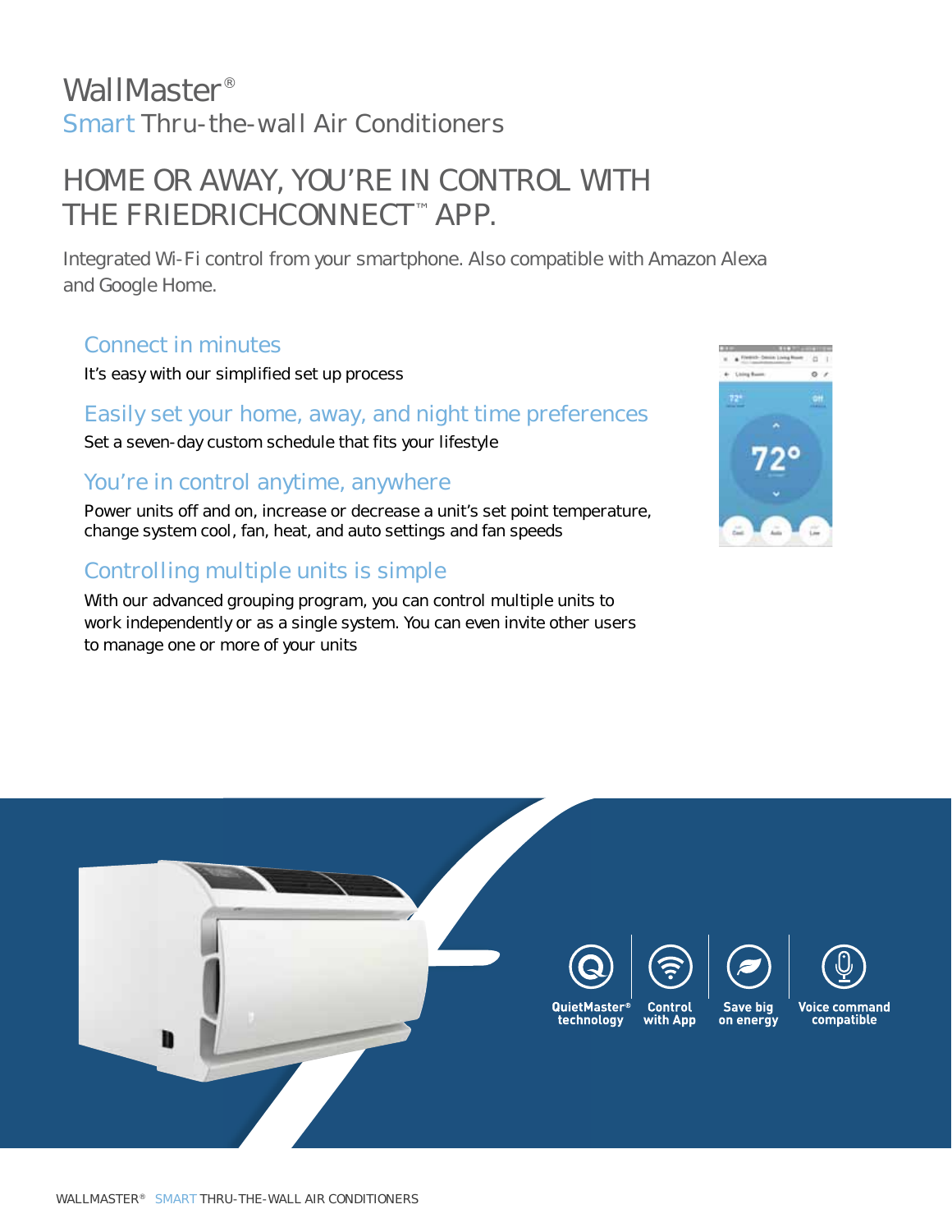# WallMaster®

## Smart Thru-the-wall Air Conditioners

## HOME OR AWAY, YOU'RE IN CONTROL WITH THE FRIEDRICHCONNECT™ APP.

Integrated Wi-Fi control from your smartphone. Also compatible with Amazon Alexa and Google Home.

### Connect in minutes

It's easy with our simplified set up process

### Easily set your home, away, and night time preferences

Set a seven-day custom schedule that fits your lifestyle

### You're in control anytime, anywhere

Power units off and on, increase or decrease a unit's set point temperature, change system cool, fan, heat, and auto settings and fan speeds

### Controlling multiple units is simple

With our advanced grouping program, you can control multiple units to work independently or as a single system. You can even invite other users to manage one or more of your units

**QuietMaster® technology** | **Control with App** | **Save big on energy** | **Voice command compatible**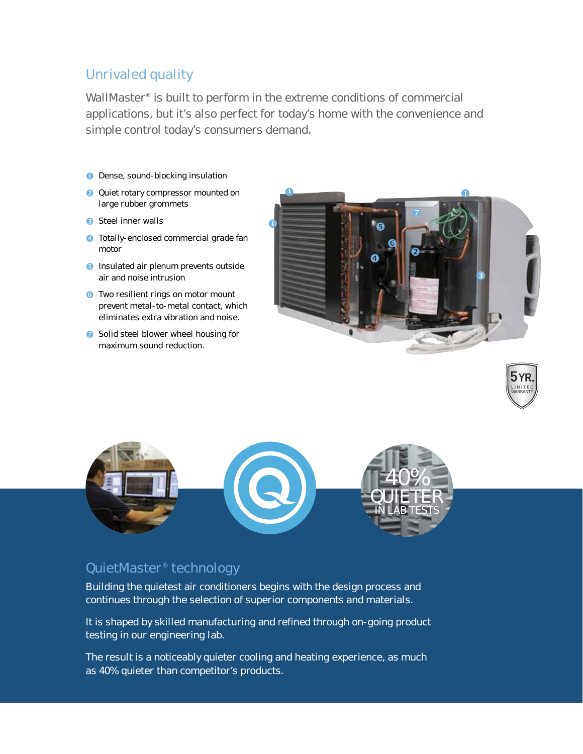## Unrivaled quality

WallMaster® is built to perform in the extreme conditions of commercial applications, but it's also perfect for today's home with the convenience and simple control today's consumers demand.

1. Dense, sound-blocking insulation
2. Quiet rotary compressor mounted on large rubber grommets
3. Steel inner walls
4. Totally-enclosed commercial grade fan motor
5. Insulated air plenum prevents outside air and noise intrusion
6. Two resilient rings on motor mount prevent metal-to-metal contact, which eliminates extra vibration and noise.
7. Solid steel blower wheel housing for maximum sound reduction.

5 YR. LIMITED WARRANTY

40% QUIETER IN LAB TESTS

## QuietMaster® technology

Building the quietest air conditioners begins with the design process and continues through the selection of superior components and materials.

It is shaped by skilled manufacturing and refined through on-going product testing in our engineering lab.

The result is a noticeably quieter cooling and heating experience, as much as 40% quieter than competitor's products.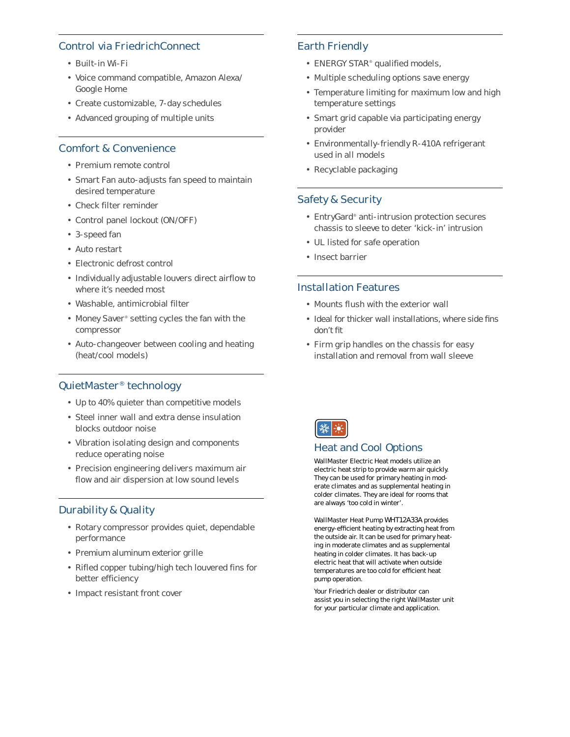## Control via FriedrichConnect

- Built-in Wi-Fi
- Voice command compatible, Amazon Alexa/ Google Home
- Create customizable, 7-day schedules
- Advanced grouping of multiple units

## Comfort & Convenience

- Premium remote control
- Smart Fan auto-adjusts fan speed to maintain desired temperature
- Check filter reminder
- Control panel lockout (ON/OFF)
- 3-speed fan
- Auto restart
- Electronic defrost control
- Individually adjustable louvers direct airflow to where it's needed most
- Washable, antimicrobial filter
- Money Saver® setting cycles the fan with the compressor
- Auto-changeover between cooling and heating (heat/cool models)

## QuietMaster® technology

- Up to 40% quieter than competitive models
- Steel inner wall and extra dense insulation blocks outdoor noise
- Vibration isolating design and components reduce operating noise
- Precision engineering delivers maximum air flow and air dispersion at low sound levels

## Durability & Quality

- Rotary compressor provides quiet, dependable performance
- Premium aluminum exterior grille
- Rifled copper tubing/high tech louvered fins for better efficiency
- Impact resistant front cover

## Earth Friendly

- ENERGY STAR® qualified models,
- Multiple scheduling options save energy
- Temperature limiting for maximum low and high temperature settings
- Smart grid capable via participating energy provider
- Environmentally-friendly R-410A refrigerant used in all models
- Recyclable packaging

## Safety & Security

- EntryGard® anti-intrusion protection secures chassis to sleeve to deter 'kick-in' intrusion
- UL listed for safe operation
- Insect barrier

## Installation Features

- Mounts flush with the exterior wall
- Ideal for thicker wall installations, where side fins don't fit
- Firm grip handles on the chassis for easy installation and removal from wall sleeve

## Heat and Cool Options

WallMaster Electric Heat models utilize an electric heat strip to provide warm air quickly. They can be used for primary heating in moderate climates and as supplemental heating in colder climates. They are ideal for rooms that are always 'too cold in winter'.

WallMaster Heat Pump WHT12A33A provides energy-efficient heating by extracting heat from the outside air. It can be used for primary heating in moderate climates and as supplemental heating in colder climates. It has back-up electric heat that will activate when outside temperatures are too cold for efficient heat pump operation.

Your Friedrich dealer or distributor can assist you in selecting the right WallMaster unit for your particular climate and application.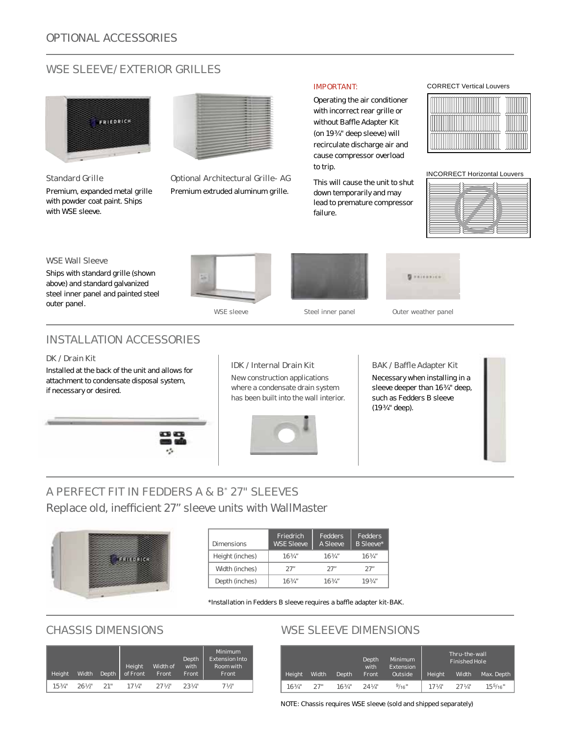# OPTIONAL ACCESSORIES

## WSE SLEEVE/EXTERIOR GRILLES

### Standard Grille

Premium, expanded metal grille with powder coat paint. Ships with WSE sleeve.

### Optional Architectural Grille- AG

Premium extruded aluminum grille.

**IMPORTANT:**

Operating the air conditioner with incorrect rear grille or without Baffle Adapter Kit (on 19¾" deep sleeve) will recirculate discharge air and cause compressor overload to trip.

This will cause the unit to shut down temporarily and may lead to premature compressor failure.

CORRECT Vertical Louvers

INCORRECT Horizontal Louvers

### WSE Wall Sleeve

Ships with standard grille (shown above) and standard galvanized steel inner panel and painted steel outer panel.

WSE sleeve

Steel inner panel

Outer weather panel

## INSTALLATION ACCESSORIES

### DK / Drain Kit

Installed at the back of the unit and allows for attachment to condensate disposal system, if necessary or desired.

### IDK / Internal Drain Kit

New construction applications where a condensate drain system has been built into the wall interior.

### BAK / Baffle Adapter Kit

Necessary when installing in a sleeve deeper than 16¾" deep, such as Fedders B sleeve (19¾" deep).

## A PERFECT FIT IN FEDDERS A & B* 27" SLEEVES

Replace old, inefficient 27" sleeve units with WallMaster

| Dimensions | Friedrich WSE Sleeve | Fedders A Sleeve | Fedders B Sleeve* |
| --- | --- | --- | --- |
| Height (inches) | 16¾" | 16¾" | 16¾" |
| Width (inches) | 27" | 27" | 27" |
| Depth (inches) | 16¾" | 16¾" | 19¾" |

*Installation in Fedders B sleeve requires a baffle adapter kit-BAK.

## CHASSIS DIMENSIONS

| Height | Width | Depth | Height of Front | Width of Front | Depth with Front | Minimum Extension Into Room with Front |
| --- | --- | --- | --- | --- | --- | --- |
| 15¾" | 26½" | 21" | 17¼" | 27½" | 23¼" | 7½" |

## WSE SLEEVE DIMENSIONS

| Height | Width | Depth | Depth with Front | Minimum Extension Outside | Thru-the-wall Finished Hole | | |
| --- | --- | --- | --- | --- | --- | --- | --- |
| | | | | | Height | Width | Max. Depth |
| 16¾" | 27" | 16¾" | 24¼" | 9/16" | 17¼" | 27¼" | 15 5/16" |

NOTE: Chassis requires WSE sleeve (sold and shipped separately)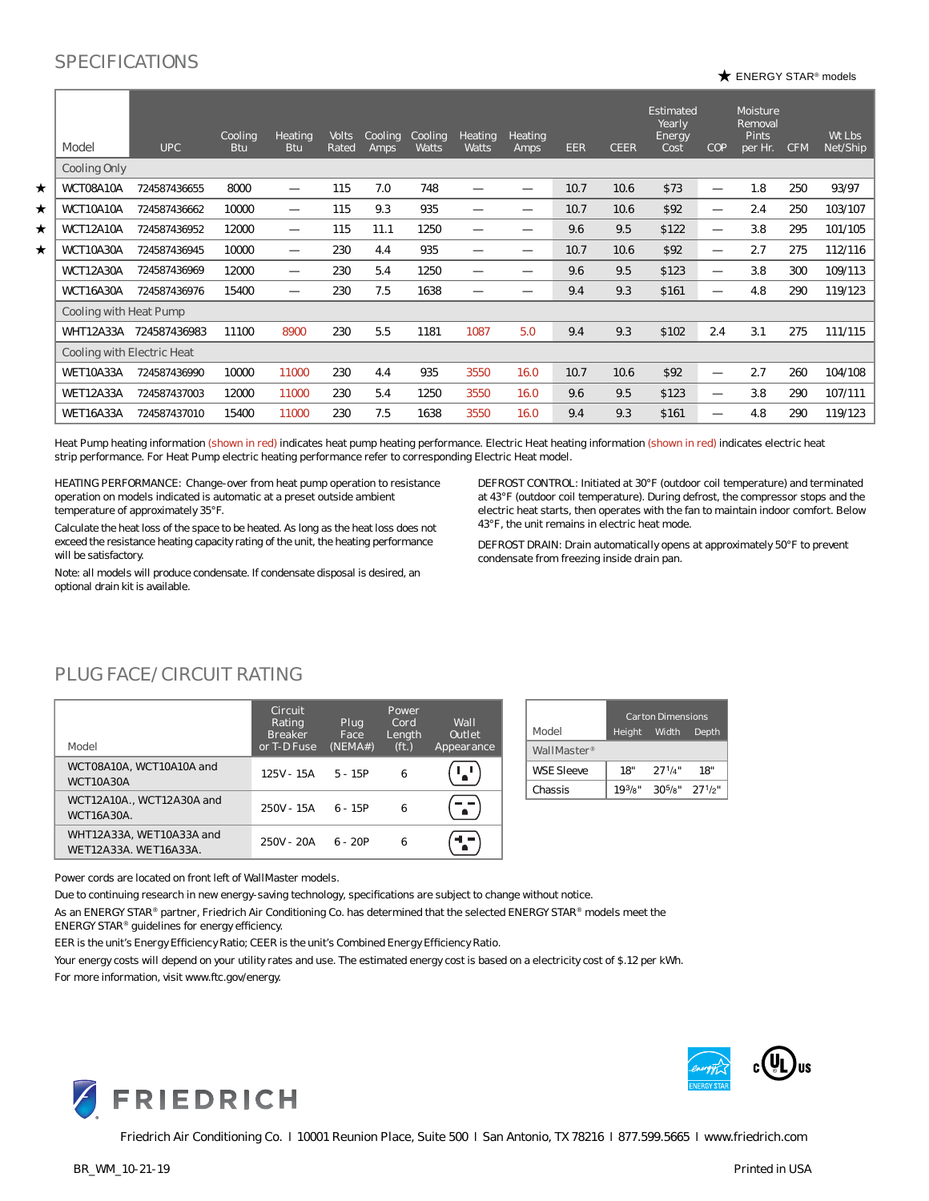## SPECIFICATIONS

★ ENERGY STAR® models

| | Model | UPC | Cooling Btu | Heating Btu | Volts Rated | Cooling Amps | Cooling Watts | Heating Watts | Heating Amps | EER | CEER | Estimated Yearly Energy Cost | COP | Moisture Removal Pints per Hr. | CFM | Wt Lbs Net/Ship |
|---|---|---|---|---|---|---|---|---|---|---|---|---|---|---|---|---|
| | Cooling Only | | | | | | | | | | | | | | | |
| ★ | WCT08A10A | 724587436655 | 8000 | — | 115 | 7.0 | 748 | — | — | 10.7 | 10.6 | $73 | — | 1.8 | 250 | 93/97 |
| ★ | WCT10A10A | 724587436662 | 10000 | — | 115 | 9.3 | 935 | — | — | 10.7 | 10.6 | $92 | — | 2.4 | 250 | 103/107 |
| ★ | WCT12A10A | 724587436952 | 12000 | — | 115 | 11.1 | 1250 | — | — | 9.6 | 9.5 | $122 | — | 3.8 | 295 | 101/105 |
| ★ | WCT10A30A | 724587436945 | 10000 | — | 230 | 4.4 | 935 | — | — | 10.7 | 10.6 | $92 | — | 2.7 | 275 | 112/116 |
| | WCT12A30A | 724587436969 | 12000 | — | 230 | 5.4 | 1250 | — | — | 9.6 | 9.5 | $123 | — | 3.8 | 300 | 109/113 |
| | WCT16A30A | 724587436976 | 15400 | — | 230 | 7.5 | 1638 | — | — | 9.4 | 9.3 | $161 | — | 4.8 | 290 | 119/123 |
| | Cooling with Heat Pump | | | | | | | | | | | | | | | |
| | WHT12A33A | 724587436983 | 11100 | 8900 | 230 | 5.5 | 1181 | 1087 | 5.0 | 9.4 | 9.3 | $102 | 2.4 | 3.1 | 275 | 111/115 |
| | Cooling with Electric Heat | | | | | | | | | | | | | | | |
| | WET10A33A | 724587436990 | 10000 | 11000 | 230 | 4.4 | 935 | 3550 | 16.0 | 10.7 | 10.6 | $92 | — | 2.7 | 260 | 104/108 |
| | WET12A33A | 724587437003 | 12000 | 11000 | 230 | 5.4 | 1250 | 3550 | 16.0 | 9.6 | 9.5 | $123 | — | 3.8 | 290 | 107/111 |
| | WET16A33A | 724587437010 | 15400 | 11000 | 230 | 7.5 | 1638 | 3550 | 16.0 | 9.4 | 9.3 | $161 | — | 4.8 | 290 | 119/123 |

Heat Pump heating information (shown in red) indicates heat pump heating performance. Electric Heat heating information (shown in red) indicates electric heat strip performance. For Heat Pump electric heating performance refer to corresponding Electric Heat model.

HEATING PERFORMANCE: Change-over from heat pump operation to resistance operation on models indicated is automatic at a preset outside ambient temperature of approximately 35°F.

Calculate the heat loss of the space to be heated. As long as the heat loss does not exceed the resistance heating capacity rating of the unit, the heating performance will be satisfactory.

Note: all models will produce condensate. If condensate disposal is desired, an optional drain kit is available.

DEFROST CONTROL: Initiated at 30°F (outdoor coil temperature) and terminated at 43°F (outdoor coil temperature). During defrost, the compressor stops and the electric heat starts, then operates with the fan to maintain indoor comfort. Below 43°F, the unit remains in electric heat mode.

DEFROST DRAIN: Drain automatically opens at approximately 50°F to prevent condensate from freezing inside drain pan.

## PLUG FACE/ CIRCUIT RATING

| Model | Circuit Rating Breaker or T-D Fuse | Plug Face (NEMA#) | Power Cord Length (ft.) | Wall Outlet Appearance |
|---|---|---|---|---|
| WCT08A10A, WCT10A10A and WCT10A30A | 125V - 15A | 5 - 15P | 6 | |
| WCT12A10A., WCT12A30A and WCT16A30A. | 250V - 15A | 6 - 15P | 6 | |
| WHT12A33A, WET10A33A and WET12A33A. WET16A33A. | 250V - 20A | 6 - 20P | 6 | |

| Model | Carton Dimensions Height | Width | Depth |
|---|---|---|---|
| WallMaster® | | | |
| WSE Sleeve | 18" | 27 1/4" | 18" |
| Chassis | 19 3/8" | 30 5/8" | 27 1/2" |

Power cords are located on front left of WallMaster models.

Due to continuing research in new energy-saving technology, specifications are subject to change without notice.

As an ENERGY STAR® partner, Friedrich Air Conditioning Co. has determined that the selected ENERGY STAR® models meet the ENERGY STAR® guidelines for energy efficiency.

EER is the unit's Energy Efficiency Ratio; CEER is the unit's Combined Energy Efficiency Ratio.

Your energy costs will depend on your utility rates and use. The estimated energy cost is based on a electricity cost of $.12 per kWh.

For more information, visit www.ftc.gov/energy.

FRIEDRICH

Friedrich Air Conditioning Co. | 10001 Reunion Place, Suite 500 | San Antonio, TX 78216 | 877.599.5665 | www.friedrich.com

BR_WM_10-21-19

Printed in USA